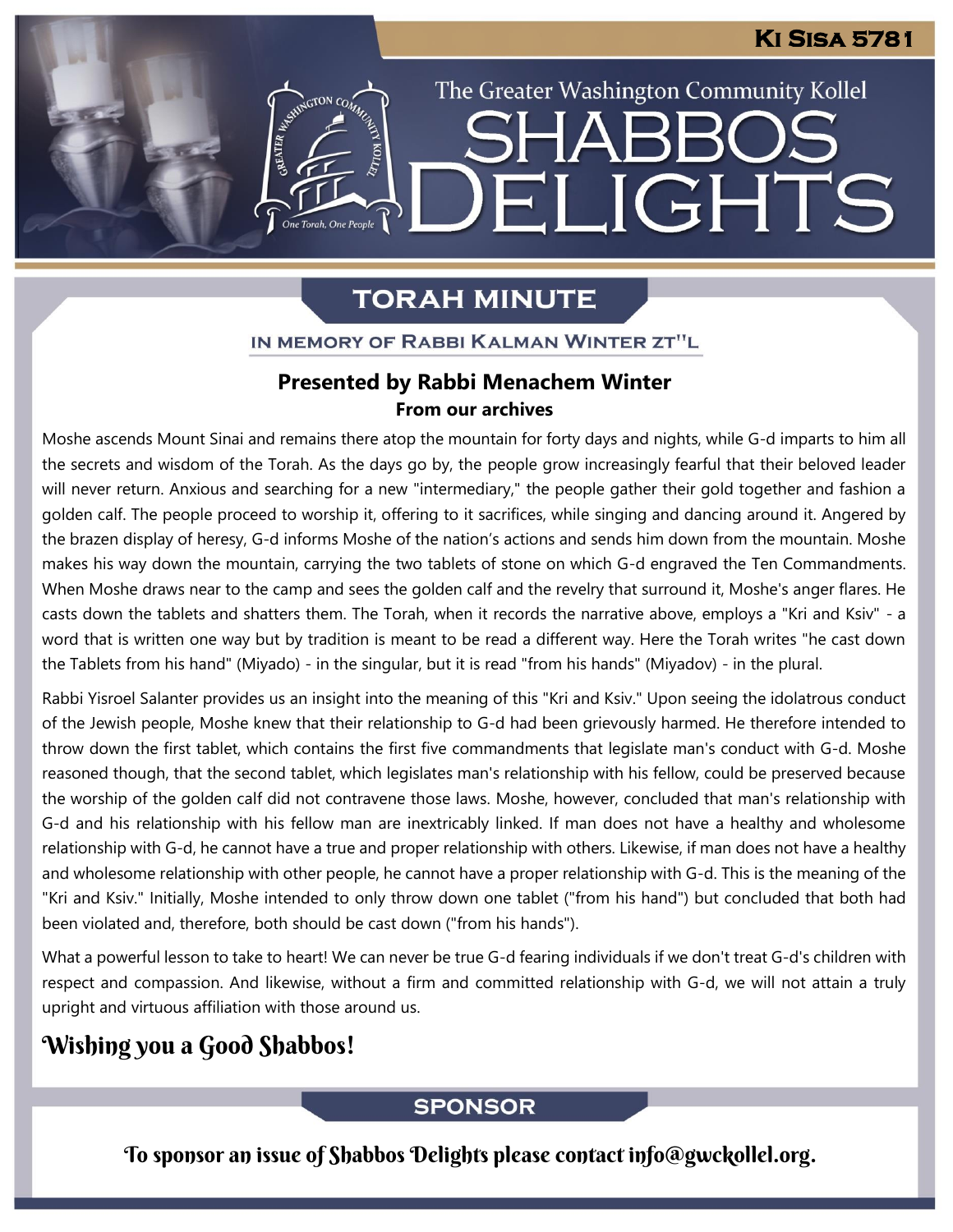# Ki Sisa 5781

The Greater Washington Community Kollel

# SHABBOS DELIGHTS

## TORAH MINUTE

### IN MEMORY OF RABBI KALMAN WINTER ZT"L

**Presented by Rabbi Menachem Winter**
**From our archives**

Moshe ascends Mount Sinai and remains there atop the mountain for forty days and nights, while G-d imparts to him all the secrets and wisdom of the Torah. As the days go by, the people grow increasingly fearful that their beloved leader will never return. Anxious and searching for a new "intermediary," the people gather their gold together and fashion a golden calf. The people proceed to worship it, offering to it sacrifices, while singing and dancing around it. Angered by the brazen display of heresy, G-d informs Moshe of the nation's actions and sends him down from the mountain. Moshe makes his way down the mountain, carrying the two tablets of stone on which G-d engraved the Ten Commandments. When Moshe draws near to the camp and sees the golden calf and the revelry that surround it, Moshe's anger flares. He casts down the tablets and shatters them. The Torah, when it records the narrative above, employs a "Kri and Ksiv" - a word that is written one way but by tradition is meant to be read a different way. Here the Torah writes "he cast down the Tablets from his hand" (Miyado) - in the singular, but it is read "from his hands" (Miyadov) - in the plural.

Rabbi Yisroel Salanter provides us an insight into the meaning of this "Kri and Ksiv." Upon seeing the idolatrous conduct of the Jewish people, Moshe knew that their relationship to G-d had been grievously harmed. He therefore intended to throw down the first tablet, which contains the first five commandments that legislate man's conduct with G-d. Moshe reasoned though, that the second tablet, which legislates man's relationship with his fellow, could be preserved because the worship of the golden calf did not contravene those laws. Moshe, however, concluded that man's relationship with G-d and his relationship with his fellow man are inextricably linked. If man does not have a healthy and wholesome relationship with G-d, he cannot have a true and proper relationship with others. Likewise, if man does not have a healthy and wholesome relationship with other people, he cannot have a proper relationship with G-d. This is the meaning of the "Kri and Ksiv." Initially, Moshe intended to only throw down one tablet ("from his hand") but concluded that both had been violated and, therefore, both should be cast down ("from his hands").

What a powerful lesson to take to heart! We can never be true G-d fearing individuals if we don't treat G-d's children with respect and compassion. And likewise, without a firm and committed relationship with G-d, we will not attain a truly upright and virtuous affiliation with those around us.

**Wishing you a Good Shabbos!**

## SPONSOR

To sponsor an issue of Shabbos Delights please contact info@gwckollel.org.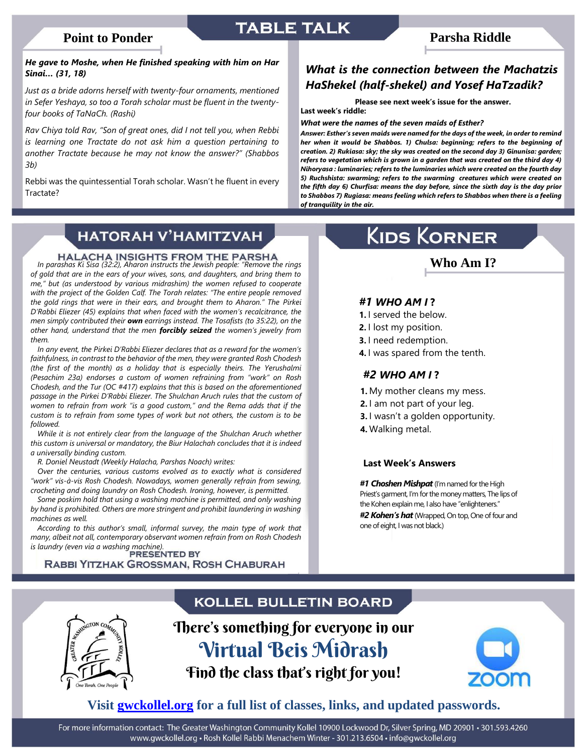# TABLE TALK

## Point to Ponder

***He gave to Moshe, when He finished speaking with him on Har Sinai... (31, 18)***

*Just as a bride adorns herself with twenty-four ornaments, mentioned in Sefer Yeshaya, so too a Torah scholar must be fluent in the twenty-four books of TaNaCh. (Rashi)*

*Rav Chiya told Rav, "Son of great ones, did I not tell you, when Rebbi is learning one Tractate do not ask him a question pertaining to another Tractate because he may not know the answer?" (Shabbos 3b)*

Rebbi was the quintessential Torah scholar. Wasn't he fluent in every Tractate?

## Parsha Riddle

***What is the connection between the Machatzis HaShekel (half-shekel) and Yosef HaTzadik?***

**Please see next week's issue for the answer.**

**Last week's riddle:**

***What were the names of the seven maids of Esther?***

***Answer: Esther's seven maids were named for the days of the week, in order to remind her when it would be Shabbos. 1) Chulsa: beginning; refers to the beginning of creation. 2) Rukiasa: sky; the sky was created on the second day 3) Ginunisa: garden; refers to vegetation which is grown in a garden that was created on the third day 4) Nihoryasa : luminaries; refers to the luminaries which were created on the fourth day 5) Ruchshista: swarming; refers to the swarming creatures which were created on the fifth day 6) Churfisa: means the day before, since the sixth day is the day prior to Shabbos 7) Rugiasa: means feeling which refers to Shabbos when there is a feeling of tranquility in the air.***

# HATORAH V'HAMITZVAH

## HALACHA INSIGHTS FROM THE PARSHA

*In parashas Ki Sisa (32:2), Aharon instructs the Jewish people: "Remove the rings of gold that are in the ears of your wives, sons, and daughters, and bring them to me," but (as understood by various midrashim) the women refused to cooperate with the project of the Golden Calf. The Torah relates: "The entire people removed the gold rings that were in their ears, and brought them to Aharon." The Pirkei D'Rabbi Eliezer (45) explains that when faced with the women's recalcitrance, the men simply contributed their **own** earrings instead. The Tosafists (to 35:22), on the other hand, understand that the men **forcibly seized** the women's jewelry from them.*

*In any event, the Pirkei D'Rabbi Eliezer declares that as a reward for the women's faithfulness, in contrast to the behavior of the men, they were granted Rosh Chodesh (the first of the month) as a holiday that is especially theirs. The Yerushalmi (Pesachim 23a) endorses a custom of women refraining from "work" on Rosh Chodesh, and the Tur (OC #417) explains that this is based on the aforementioned passage in the Pirkei D'Rabbi Eliezer. The Shulchan Aruch rules that the custom of women to refrain from work "is a good custom," and the Rema adds that if the custom is to refrain from some types of work but not others, the custom is to be followed.*

*While it is not entirely clear from the language of the Shulchan Aruch whether this custom is universal or mandatory, the Biur Halachah concludes that it is indeed a universally binding custom.*

*R. Doniel Neustadt (Weekly Halacha, Parshas Noach) writes:*

*Over the centuries, various customs evolved as to exactly what is considered "work" vis-à-vis Rosh Chodesh. Nowadays, women generally refrain from sewing, crocheting and doing laundry on Rosh Chodesh. Ironing, however, is permitted.*

*Some poskim hold that using a washing machine is permitted, and only washing by hand is prohibited. Others are more stringent and prohibit laundering in washing machines as well.*

*According to this author's small, informal survey, the main type of work that many, albeit not all, contemporary observant women refrain from on Rosh Chodesh is laundry (even via a washing machine).*

PRESENTED BY
RABBI YITZHAK GROSSMAN, ROSH CHABURAH

# KIDS KORNER

## Who Am I?

### *#1 WHO AM I ?*

**1.** I served the below.
**2.** I lost my position.
**3.** I need redemption.
**4.** I was spared from the tenth.

### *#2 WHO AM I ?*

**1.** My mother cleans my mess.
**2.** I am not part of your leg.
**3.** I wasn't a golden opportunity.
**4.** Walking metal.

### Last Week's Answers

***#1 Choshen Mishpat*** (I'm named for the High Priest's garment, I'm for the money matters, The lips of the Kohen explain me, I also have "enlighteners."

***#2 Kohen's hat*** (Wrapped, On top, One of four and one of eight, I was not black.)

# KOLLEL BULLETIN BOARD

There's something for everyone in our
Virtual Beis Midrash
Find the class that's right for you!

**Visit gwckollel.org for a full list of classes, links, and updated passwords.**

For more information contact: The Greater Washington Community Kollel 10900 Lockwood Dr, Silver Spring, MD 20901 • 301.593.4260
www.gwckollel.org • Rosh Kollel Rabbi Menachem Winter - 301.213.6504 • info@gwckollel.org